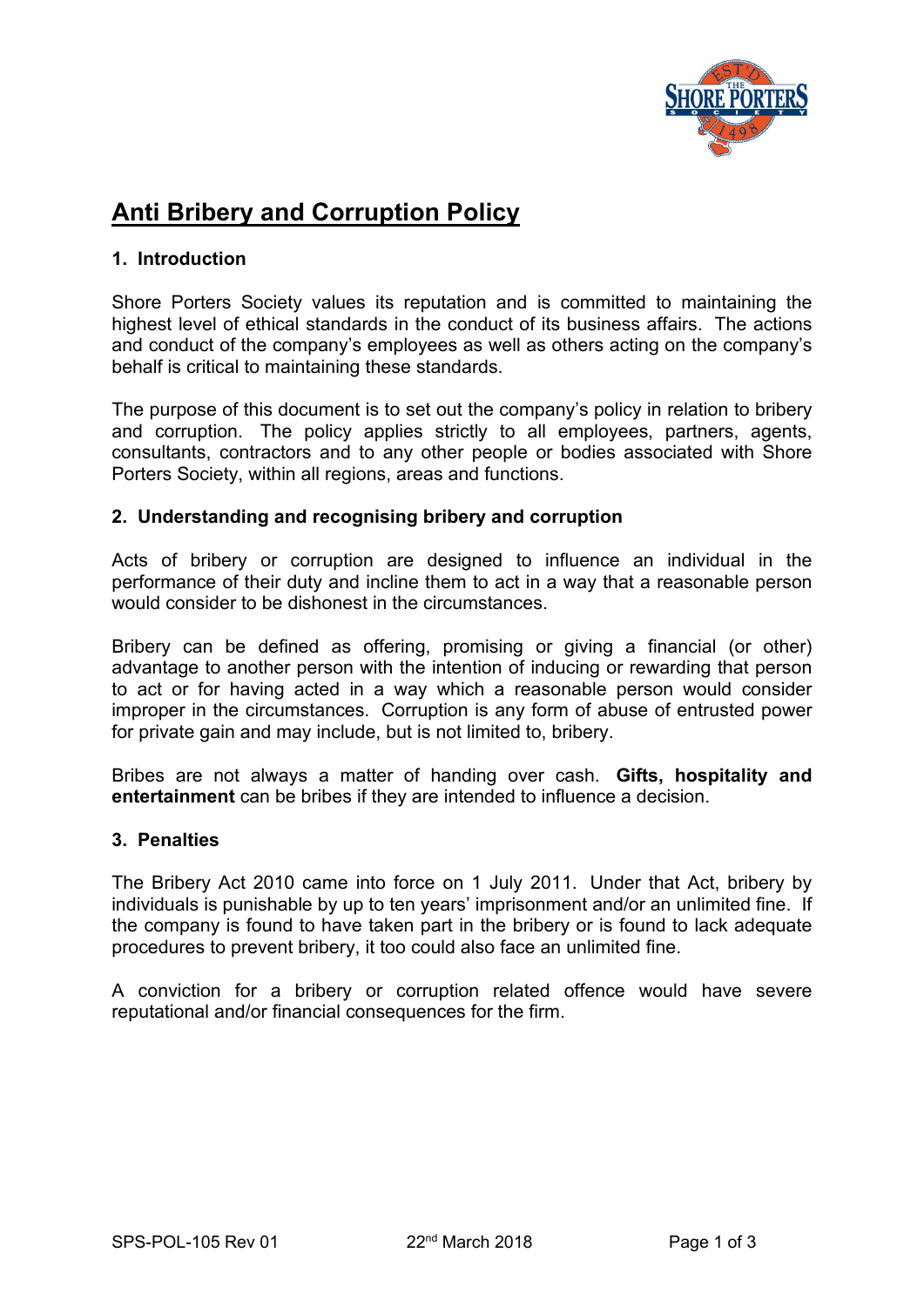# Anti Bribery and Corruption Policy

## 1. Introduction

Shore Porters Society values its reputation and is committed to maintaining the highest level of ethical standards in the conduct of its business affairs. The actions and conduct of the company's employees as well as others acting on the company's behalf is critical to maintaining these standards.

The purpose of this document is to set out the company's policy in relation to bribery and corruption. The policy applies strictly to all employees, partners, agents, consultants, contractors and to any other people or bodies associated with Shore Porters Society, within all regions, areas and functions.

## 2. Understanding and recognising bribery and corruption

Acts of bribery or corruption are designed to influence an individual in the performance of their duty and incline them to act in a way that a reasonable person would consider to be dishonest in the circumstances.

Bribery can be defined as offering, promising or giving a financial (or other) advantage to another person with the intention of inducing or rewarding that person to act or for having acted in a way which a reasonable person would consider improper in the circumstances. Corruption is any form of abuse of entrusted power for private gain and may include, but is not limited to, bribery.

Bribes are not always a matter of handing over cash. **Gifts, hospitality and entertainment** can be bribes if they are intended to influence a decision.

## 3. Penalties

The Bribery Act 2010 came into force on 1 July 2011. Under that Act, bribery by individuals is punishable by up to ten years' imprisonment and/or an unlimited fine. If the company is found to have taken part in the bribery or is found to lack adequate procedures to prevent bribery, it too could also face an unlimited fine.

A conviction for a bribery or corruption related offence would have severe reputational and/or financial consequences for the firm.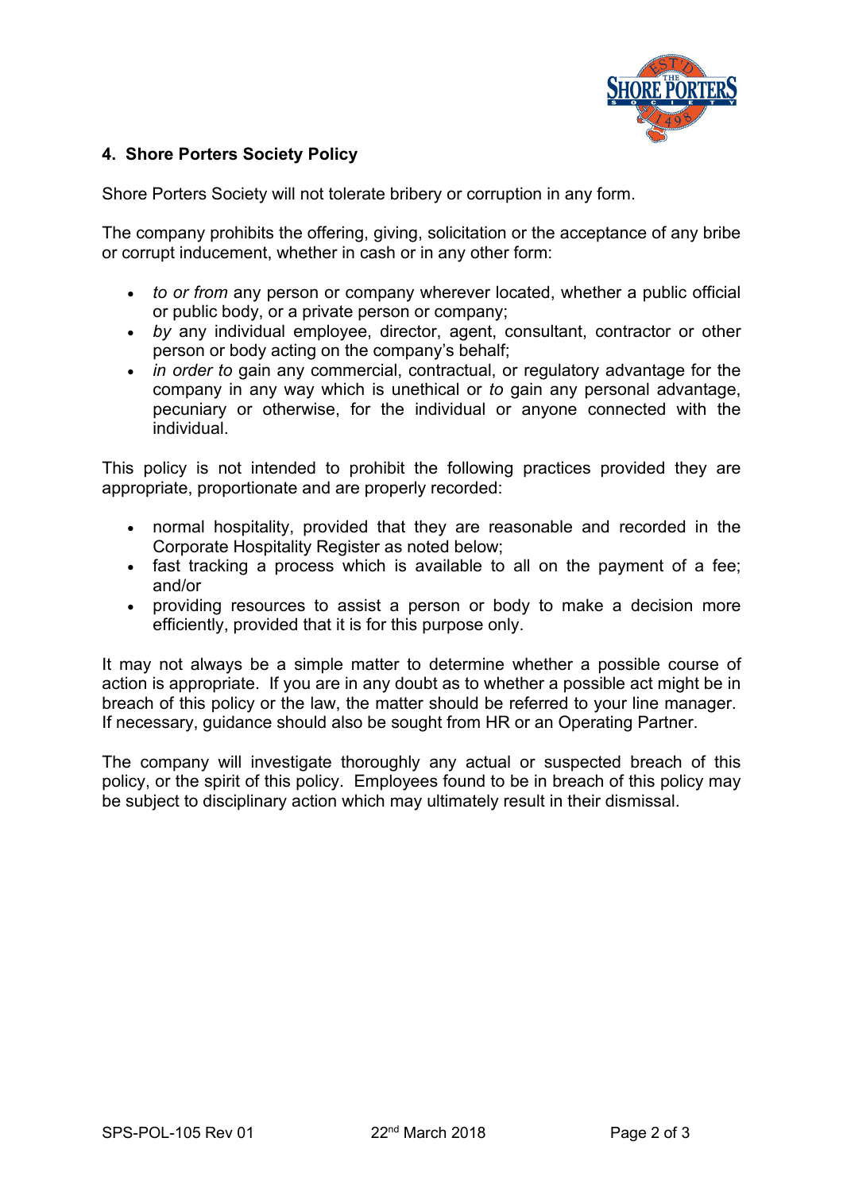## 4. Shore Porters Society Policy

Shore Porters Society will not tolerate bribery or corruption in any form.

The company prohibits the offering, giving, solicitation or the acceptance of any bribe or corrupt inducement, whether in cash or in any other form:

- *to or from* any person or company wherever located, whether a public official or public body, or a private person or company;
- *by* any individual employee, director, agent, consultant, contractor or other person or body acting on the company's behalf;
- *in order to* gain any commercial, contractual, or regulatory advantage for the company in any way which is unethical or *to* gain any personal advantage, pecuniary or otherwise, for the individual or anyone connected with the individual.

This policy is not intended to prohibit the following practices provided they are appropriate, proportionate and are properly recorded:

- normal hospitality, provided that they are reasonable and recorded in the Corporate Hospitality Register as noted below;
- fast tracking a process which is available to all on the payment of a fee; and/or
- providing resources to assist a person or body to make a decision more efficiently, provided that it is for this purpose only.

It may not always be a simple matter to determine whether a possible course of action is appropriate. If you are in any doubt as to whether a possible act might be in breach of this policy or the law, the matter should be referred to your line manager. If necessary, guidance should also be sought from HR or an Operating Partner.

The company will investigate thoroughly any actual or suspected breach of this policy, or the spirit of this policy. Employees found to be in breach of this policy may be subject to disciplinary action which may ultimately result in their dismissal.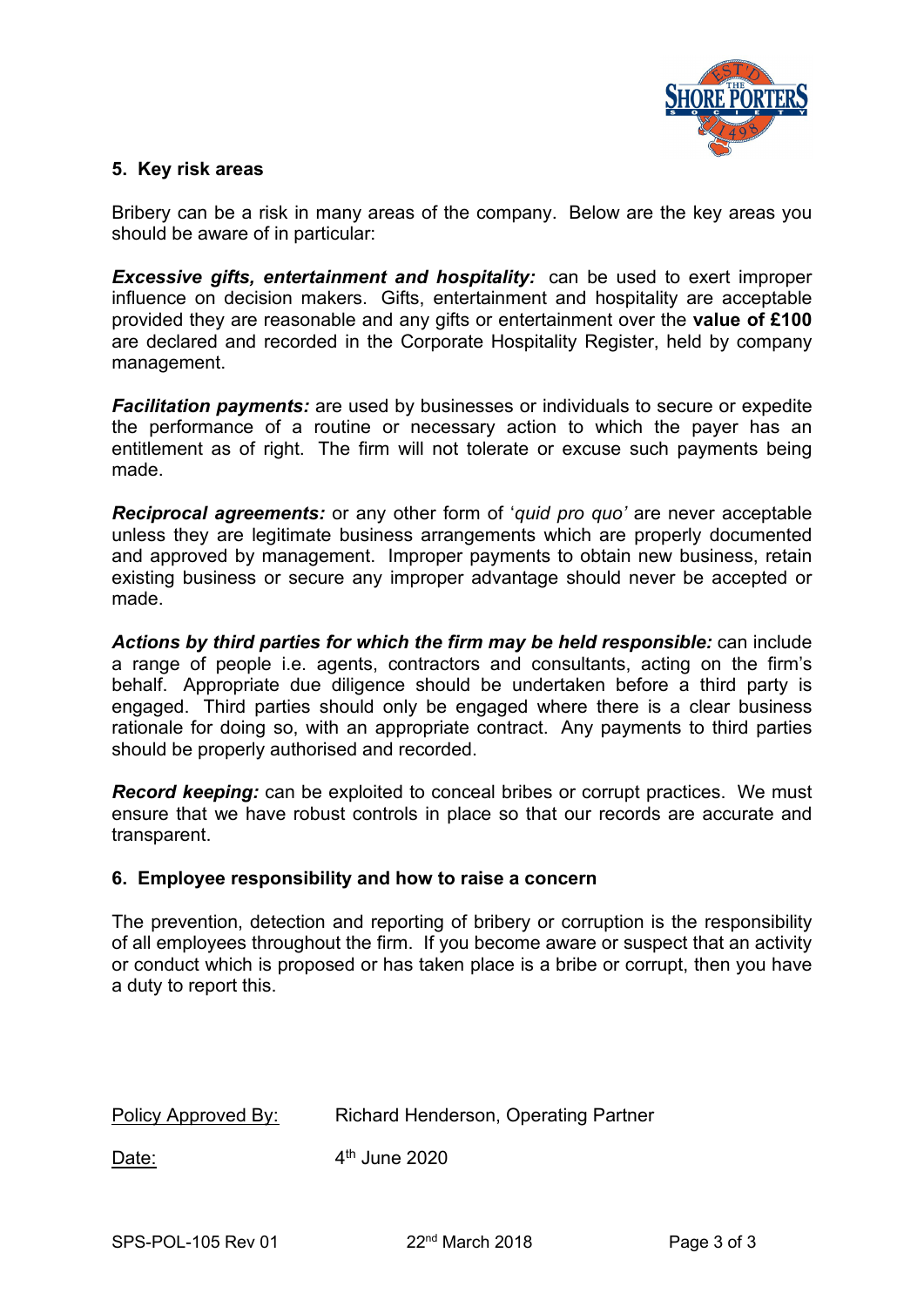## 5. Key risk areas

Bribery can be a risk in many areas of the company. Below are the key areas you should be aware of in particular:

***Excessive gifts, entertainment and hospitality:*** can be used to exert improper influence on decision makers. Gifts, entertainment and hospitality are acceptable provided they are reasonable and any gifts or entertainment over the **value of £100** are declared and recorded in the Corporate Hospitality Register, held by company management.

***Facilitation payments:*** are used by businesses or individuals to secure or expedite the performance of a routine or necessary action to which the payer has an entitlement as of right. The firm will not tolerate or excuse such payments being made.

***Reciprocal agreements:*** or any other form of '*quid pro quo'* are never acceptable unless they are legitimate business arrangements which are properly documented and approved by management. Improper payments to obtain new business, retain existing business or secure any improper advantage should never be accepted or made.

***Actions by third parties for which the firm may be held responsible:*** can include a range of people i.e. agents, contractors and consultants, acting on the firm's behalf. Appropriate due diligence should be undertaken before a third party is engaged. Third parties should only be engaged where there is a clear business rationale for doing so, with an appropriate contract. Any payments to third parties should be properly authorised and recorded.

***Record keeping:*** can be exploited to conceal bribes or corrupt practices. We must ensure that we have robust controls in place so that our records are accurate and transparent.

## 6. Employee responsibility and how to raise a concern

The prevention, detection and reporting of bribery or corruption is the responsibility of all employees throughout the firm. If you become aware or suspect that an activity or conduct which is proposed or has taken place is a bribe or corrupt, then you have a duty to report this.

Policy Approved By: Richard Henderson, Operating Partner

Date: 4th June 2020

SPS-POL-105 Rev 01 22nd March 2018